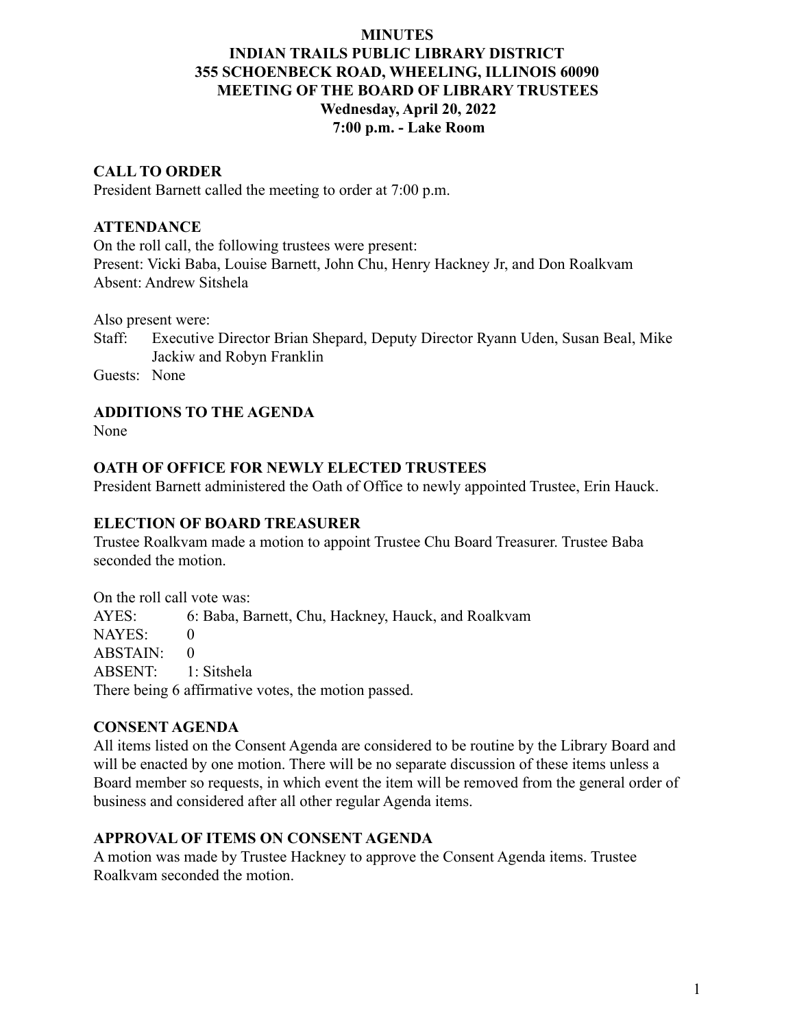# MINUTES
## INDIAN TRAILS PUBLIC LIBRARY DISTRICT
## 355 SCHOENBECK ROAD, WHEELING, ILLINOIS 60090
## MEETING OF THE BOARD OF LIBRARY TRUSTEES
## Wednesday, April 20, 2022
## 7:00 p.m. - Lake Room

### CALL TO ORDER

President Barnett called the meeting to order at 7:00 p.m.

### ATTENDANCE

On the roll call, the following trustees were present:
Present: Vicki Baba, Louise Barnett, John Chu, Henry Hackney Jr, and Don Roalkvam
Absent: Andrew Sitshela

Also present were:
Staff: Executive Director Brian Shepard, Deputy Director Ryann Uden, Susan Beal, Mike Jackiw and Robyn Franklin
Guests: None

### ADDITIONS TO THE AGENDA

None

### OATH OF OFFICE FOR NEWLY ELECTED TRUSTEES

President Barnett administered the Oath of Office to newly appointed Trustee, Erin Hauck.

### ELECTION OF BOARD TREASURER

Trustee Roalkvam made a motion to appoint Trustee Chu Board Treasurer. Trustee Baba seconded the motion.

On the roll call vote was:
AYES: 6: Baba, Barnett, Chu, Hackney, Hauck, and Roalkvam
NAYES: 0
ABSTAIN: 0
ABSENT: 1: Sitshela
There being 6 affirmative votes, the motion passed.

### CONSENT AGENDA

All items listed on the Consent Agenda are considered to be routine by the Library Board and will be enacted by one motion. There will be no separate discussion of these items unless a Board member so requests, in which event the item will be removed from the general order of business and considered after all other regular Agenda items.

### APPROVAL OF ITEMS ON CONSENT AGENDA

A motion was made by Trustee Hackney to approve the Consent Agenda items. Trustee Roalkvam seconded the motion.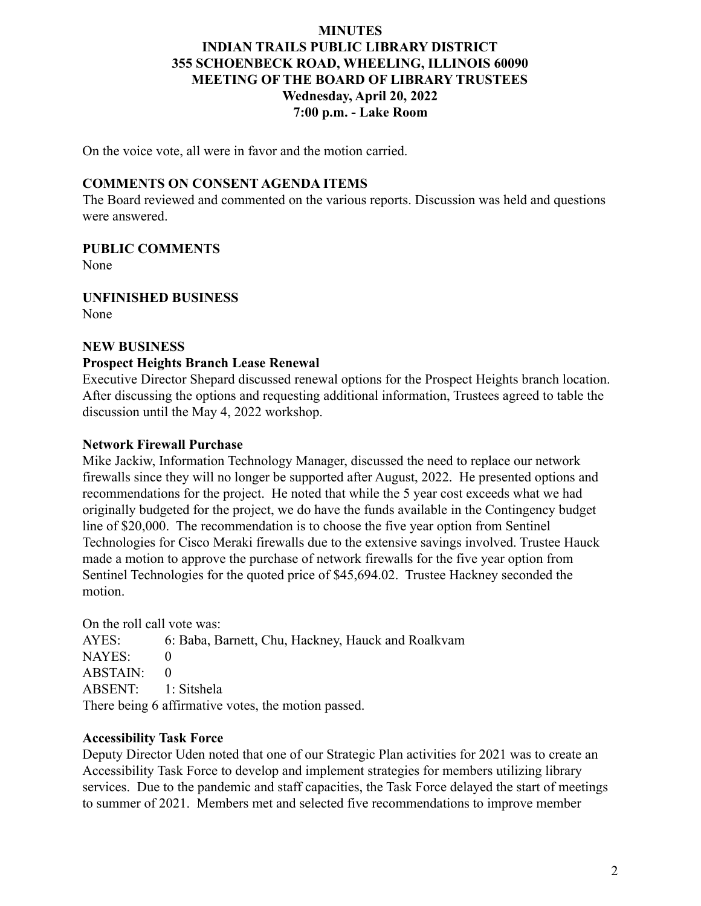**MINUTES**
**INDIAN TRAILS PUBLIC LIBRARY DISTRICT**
**355 SCHOENBECK ROAD, WHEELING, ILLINOIS 60090**
**MEETING OF THE BOARD OF LIBRARY TRUSTEES**
**Wednesday, April 20, 2022**
**7:00 p.m. - Lake Room**

On the voice vote, all were in favor and the motion carried.

**COMMENTS ON CONSENT AGENDA ITEMS**
The Board reviewed and commented on the various reports. Discussion was held and questions were answered.

**PUBLIC COMMENTS**
None

**UNFINISHED BUSINESS**
None

**NEW BUSINESS**
**Prospect Heights Branch Lease Renewal**
Executive Director Shepard discussed renewal options for the Prospect Heights branch location. After discussing the options and requesting additional information, Trustees agreed to table the discussion until the May 4, 2022 workshop.

**Network Firewall Purchase**
Mike Jackiw, Information Technology Manager, discussed the need to replace our network firewalls since they will no longer be supported after August, 2022. He presented options and recommendations for the project. He noted that while the 5 year cost exceeds what we had originally budgeted for the project, we do have the funds available in the Contingency budget line of $20,000. The recommendation is to choose the five year option from Sentinel Technologies for Cisco Meraki firewalls due to the extensive savings involved. Trustee Hauck made a motion to approve the purchase of network firewalls for the five year option from Sentinel Technologies for the quoted price of $45,694.02. Trustee Hackney seconded the motion.

On the roll call vote was:
AYES: 6: Baba, Barnett, Chu, Hackney, Hauck and Roalkvam
NAYES: 0
ABSTAIN: 0
ABSENT: 1: Sitshela
There being 6 affirmative votes, the motion passed.

**Accessibility Task Force**
Deputy Director Uden noted that one of our Strategic Plan activities for 2021 was to create an Accessibility Task Force to develop and implement strategies for members utilizing library services. Due to the pandemic and staff capacities, the Task Force delayed the start of meetings to summer of 2021. Members met and selected five recommendations to improve member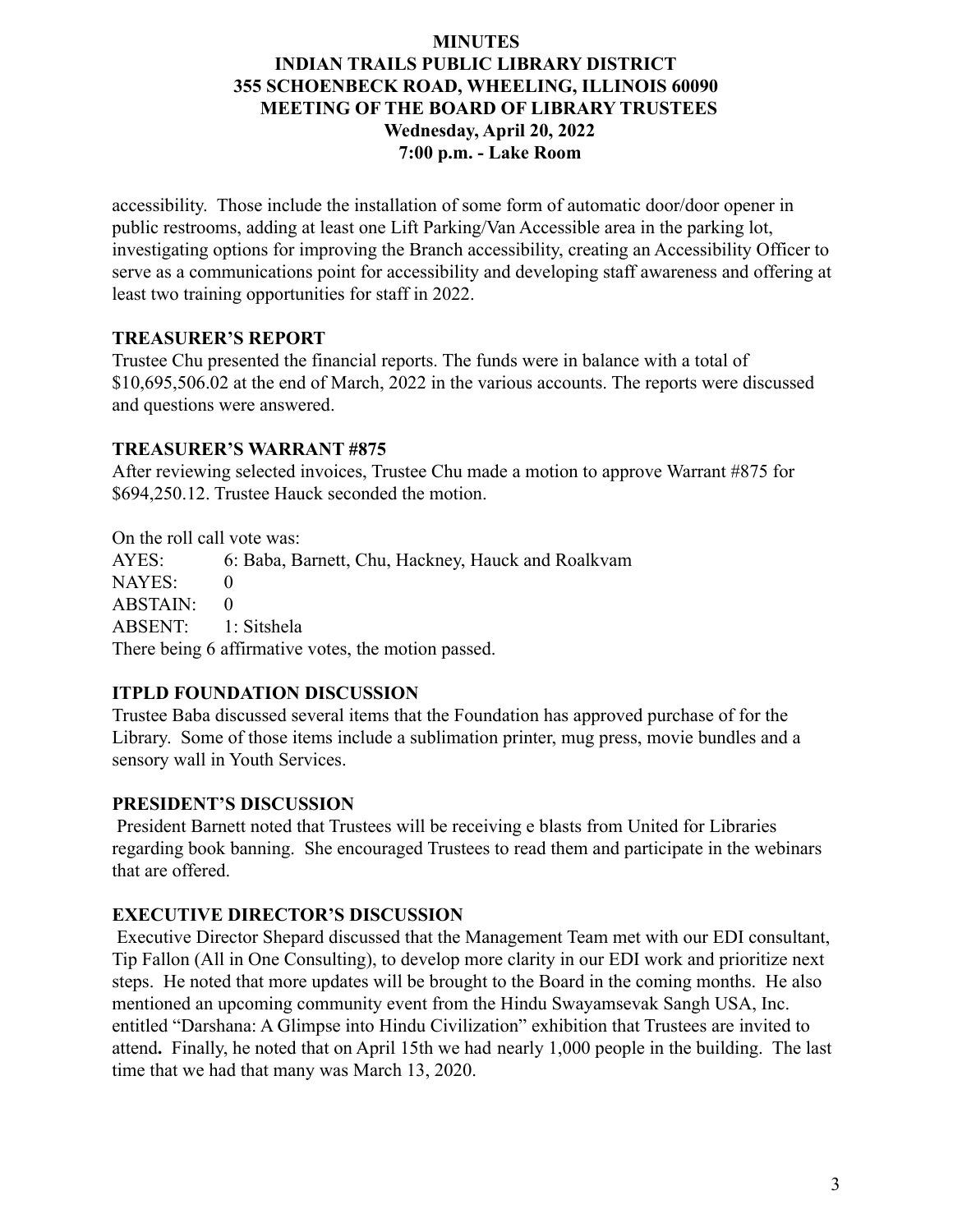accessibility. Those include the installation of some form of automatic door/door opener in public restrooms, adding at least one Lift Parking/Van Accessible area in the parking lot, investigating options for improving the Branch accessibility, creating an Accessibility Officer to serve as a communications point for accessibility and developing staff awareness and offering at least two training opportunities for staff in 2022.

## TREASURER'S REPORT

Trustee Chu presented the financial reports. The funds were in balance with a total of $10,695,506.02 at the end of March, 2022 in the various accounts. The reports were discussed and questions were answered.

## TREASURER'S WARRANT #875

After reviewing selected invoices, Trustee Chu made a motion to approve Warrant #875 for $694,250.12. Trustee Hauck seconded the motion.

On the roll call vote was:

AYES: 6: Baba, Barnett, Chu, Hackney, Hauck and Roalkvam
NAYES: 0
ABSTAIN: 0
ABSENT: 1: Sitshela

There being 6 affirmative votes, the motion passed.

## ITPLD FOUNDATION DISCUSSION

Trustee Baba discussed several items that the Foundation has approved purchase of for the Library. Some of those items include a sublimation printer, mug press, movie bundles and a sensory wall in Youth Services.

## PRESIDENT'S DISCUSSION

President Barnett noted that Trustees will be receiving e blasts from United for Libraries regarding book banning. She encouraged Trustees to read them and participate in the webinars that are offered.

## EXECUTIVE DIRECTOR'S DISCUSSION

Executive Director Shepard discussed that the Management Team met with our EDI consultant, Tip Fallon (All in One Consulting), to develop more clarity in our EDI work and prioritize next steps. He noted that more updates will be brought to the Board in the coming months. He also mentioned an upcoming community event from the Hindu Swayamsevak Sangh USA, Inc. entitled "Darshana: A Glimpse into Hindu Civilization" exhibition that Trustees are invited to attend**.** Finally, he noted that on April 15th we had nearly 1,000 people in the building. The last time that we had that many was March 13, 2020.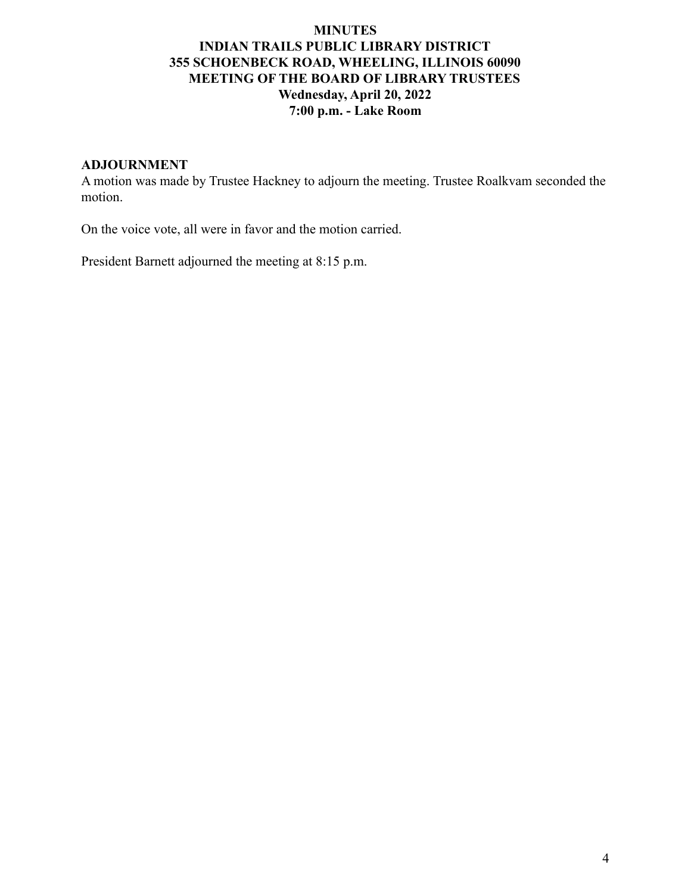**MINUTES**
**INDIAN TRAILS PUBLIC LIBRARY DISTRICT**
**355 SCHOENBECK ROAD, WHEELING, ILLINOIS 60090**
**MEETING OF THE BOARD OF LIBRARY TRUSTEES**
**Wednesday, April 20, 2022**
**7:00 p.m. - Lake Room**

**ADJOURNMENT**

A motion was made by Trustee Hackney to adjourn the meeting. Trustee Roalkvam seconded the motion.

On the voice vote, all were in favor and the motion carried.

President Barnett adjourned the meeting at 8:15 p.m.